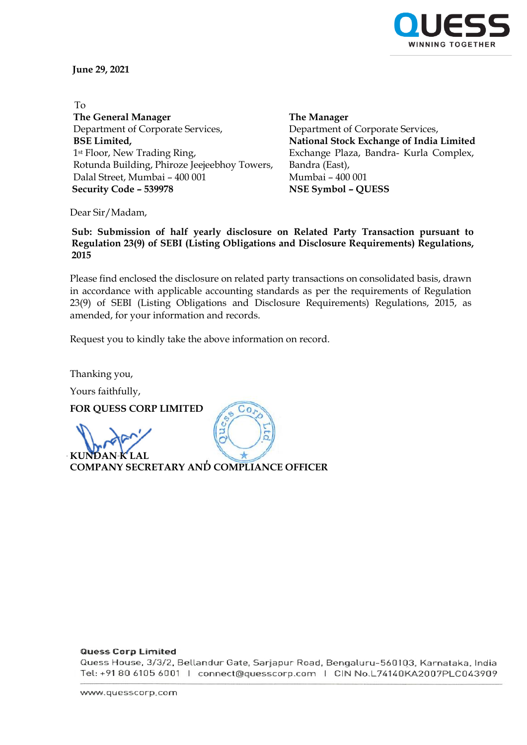**June 29, 2021**

To

**The General Manager**
Department of Corporate Services,
**BSE Limited,**
1st Floor, New Trading Ring,
Rotunda Building, Phiroze Jeejeebhoy Towers,
Dalal Street, Mumbai – 400 001
**Security Code – 539978**

**The Manager**
Department of Corporate Services,
**National Stock Exchange of India Limited**
Exchange Plaza, Bandra- Kurla Complex,
Bandra (East),
Mumbai – 400 001
**NSE Symbol – QUESS**

Dear Sir/Madam,

**Sub: Submission of half yearly disclosure on Related Party Transaction pursuant to Regulation 23(9) of SEBI (Listing Obligations and Disclosure Requirements) Regulations, 2015**

Please find enclosed the disclosure on related party transactions on consolidated basis, drawn in accordance with applicable accounting standards as per the requirements of Regulation 23(9) of SEBI (Listing Obligations and Disclosure Requirements) Regulations, 2015, as amended, for your information and records.

Request you to kindly take the above information on record.

Thanking you,

Yours faithfully,

**FOR QUESS CORP LIMITED**

**KUNDAN K LAL**
**COMPANY SECRETARY AND COMPLIANCE OFFICER**

**Quess Corp Limited**
Quess House, 3/3/2, Bellandur Gate, Sarjapur Road, Bengaluru-560103, Karnataka, India
Tel: +91 80 6105 6001 | connect@quesscorp.com | CIN No.L74140KA2007PLC043909

www.quesscorp.com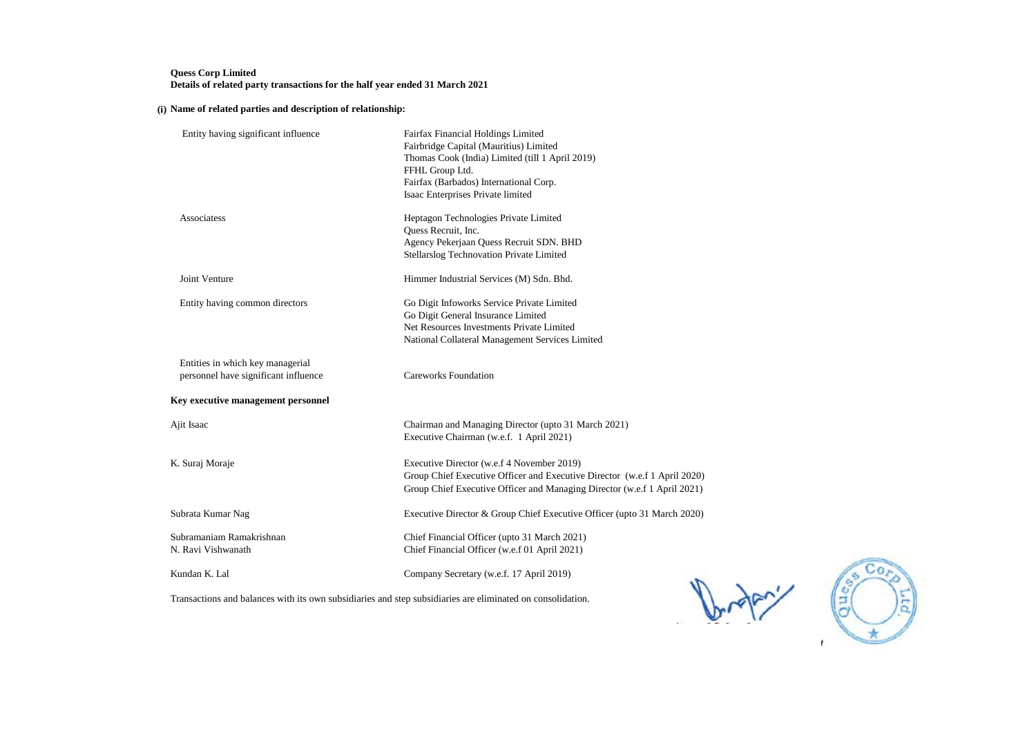**Quess Corp Limited**
**Details of related party transactions for the half year ended 31 March 2021**

**(i) Name of related parties and description of relationship:**

| | |
|---|---|
| Entity having significant influence | Fairfax Financial Holdings Limited<br>Fairbridge Capital (Mauritius) Limited<br>Thomas Cook (India) Limited (till 1 April 2019)<br>FFHL Group Ltd.<br>Fairfax (Barbados) International Corp.<br>Isaac Enterprises Private limited |
| Associatess | Heptagon Technologies Private Limited<br>Quess Recruit, Inc.<br>Agency Pekerjaan Quess Recruit SDN. BHD<br>Stellarslog Technovation Private Limited |
| Joint Venture | Himmer Industrial Services (M) Sdn. Bhd. |
| Entity having common directors | Go Digit Infoworks Service Private Limited<br>Go Digit General Insurance Limited<br>Net Resources Investments Private Limited<br>National Collateral Management Services Limited |
| Entities in which key managerial personnel have significant influence | Careworks Foundation |

**Key executive management personnel**

| | |
|---|---|
| Ajit Isaac | Chairman and Managing Director (upto 31 March 2021)<br>Executive Chairman (w.e.f. 1 April 2021) |
| K. Suraj Moraje | Executive Director (w.e.f 4 November 2019)<br>Group Chief Executive Officer and Executive Director (w.e.f 1 April 2020)<br>Group Chief Executive Officer and Managing Director (w.e.f 1 April 2021) |
| Subrata Kumar Nag | Executive Director & Group Chief Executive Officer (upto 31 March 2020) |
| Subramaniam Ramakrishnan | Chief Financial Officer (upto 31 March 2021) |
| N. Ravi Vishwanath | Chief Financial Officer (w.e.f 01 April 2021) |
| Kundan K. Lal | Company Secretary (w.e.f. 17 April 2019) |

Transactions and balances with its own subsidiaries and step subsidiaries are eliminated on consolidation.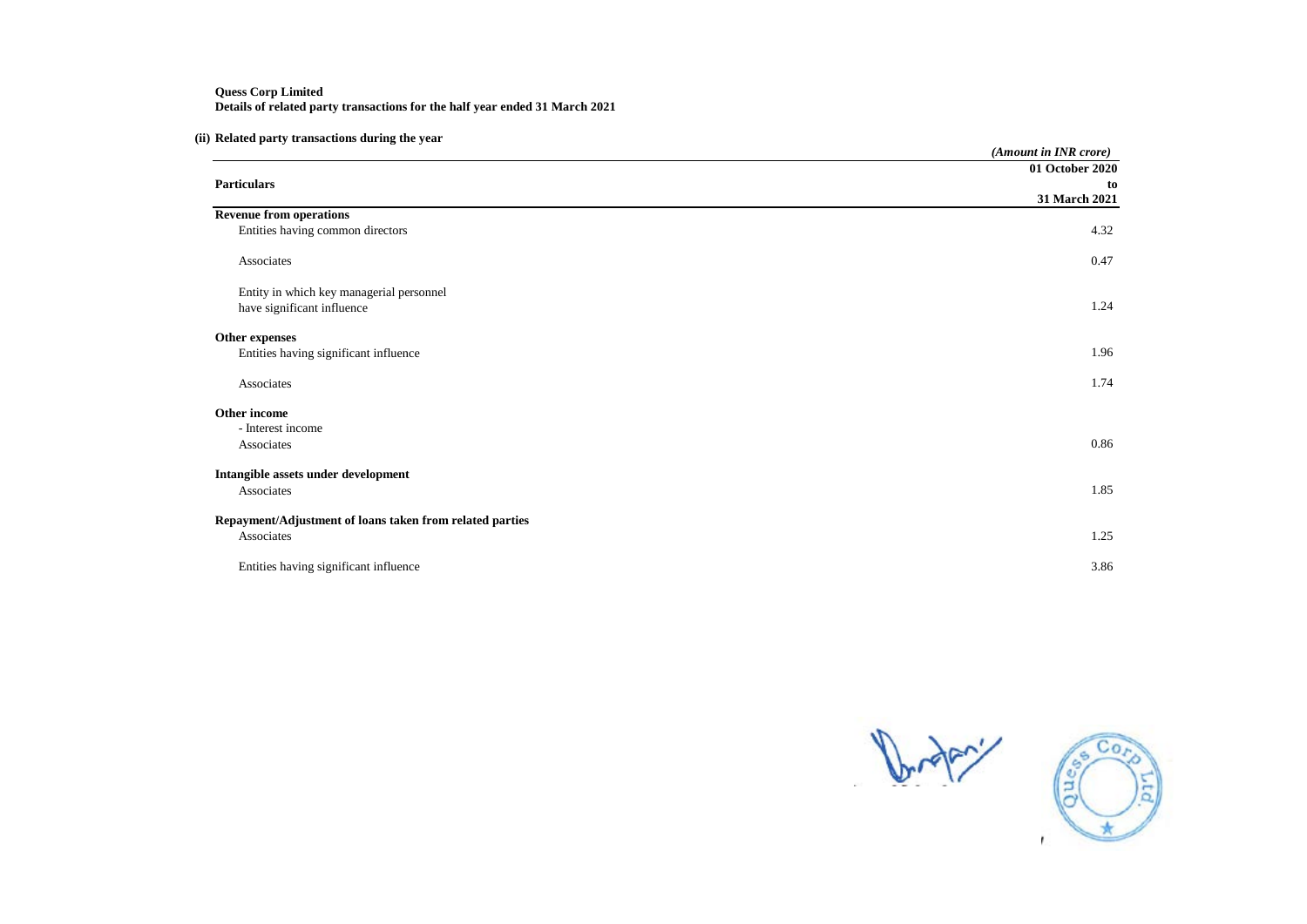**Quess Corp Limited**
**Details of related party transactions for the half year ended 31 March 2021**

**(ii) Related party transactions during the year**

*(Amount in INR crore)*

| **Particulars** | **01 October 2020 to 31 March 2021** |
|---|---|
| **Revenue from operations** | |
| Entities having common directors | 4.32 |
| Associates | 0.47 |
| Entity in which key managerial personnel have significant influence | 1.24 |
| **Other expenses** | |
| Entities having significant influence | 1.96 |
| Associates | 1.74 |
| **Other income** | |
| - Interest income | |
| Associates | 0.86 |
| **Intangible assets under development** | |
| Associates | 1.85 |
| **Repayment/Adjustment of loans taken from related parties** | |
| Associates | 1.25 |
| Entities having significant influence | 3.86 |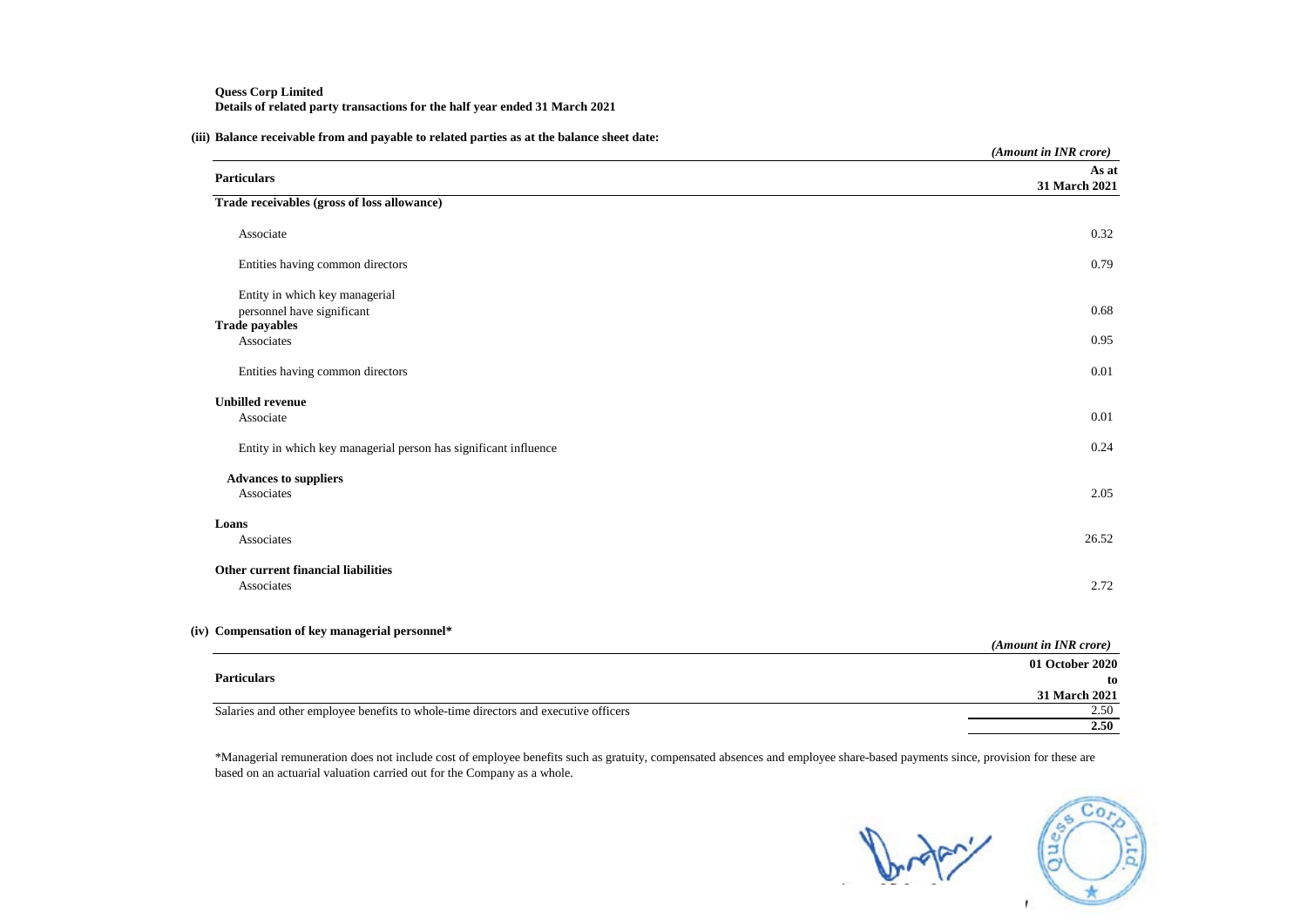**Quess Corp Limited**
**Details of related party transactions for the half year ended 31 March 2021**

**(iii) Balance receivable from and payable to related parties as at the balance sheet date:**

*(Amount in INR crore)*

| **Particulars** | **As at 31 March 2021** |
|---|---|
| **Trade receivables (gross of loss allowance)** | |
| Associate | 0.32 |
| Entities having common directors | 0.79 |
| Entity in which key managerial personnel have significant | 0.68 |
| **Trade payables** | |
| Associates | 0.95 |
| Entities having common directors | 0.01 |
| **Unbilled revenue** | |
| Associate | 0.01 |
| Entity in which key managerial person has significant influence | 0.24 |
| **Advances to suppliers** | |
| Associates | 2.05 |
| **Loans** | |
| Associates | 26.52 |
| **Other current financial liabilities** | |
| Associates | 2.72 |

**(iv) Compensation of key managerial personnel***

*(Amount in INR crore)*

| **Particulars** | **01 October 2020 to 31 March 2021** |
|---|---|
| Salaries and other employee benefits to whole-time directors and executive officers | 2.50 |
| | **2.50** |

*Managerial remuneration does not include cost of employee benefits such as gratuity, compensated absences and employee share-based payments since, provision for these are based on an actuarial valuation carried out for the Company as a whole.